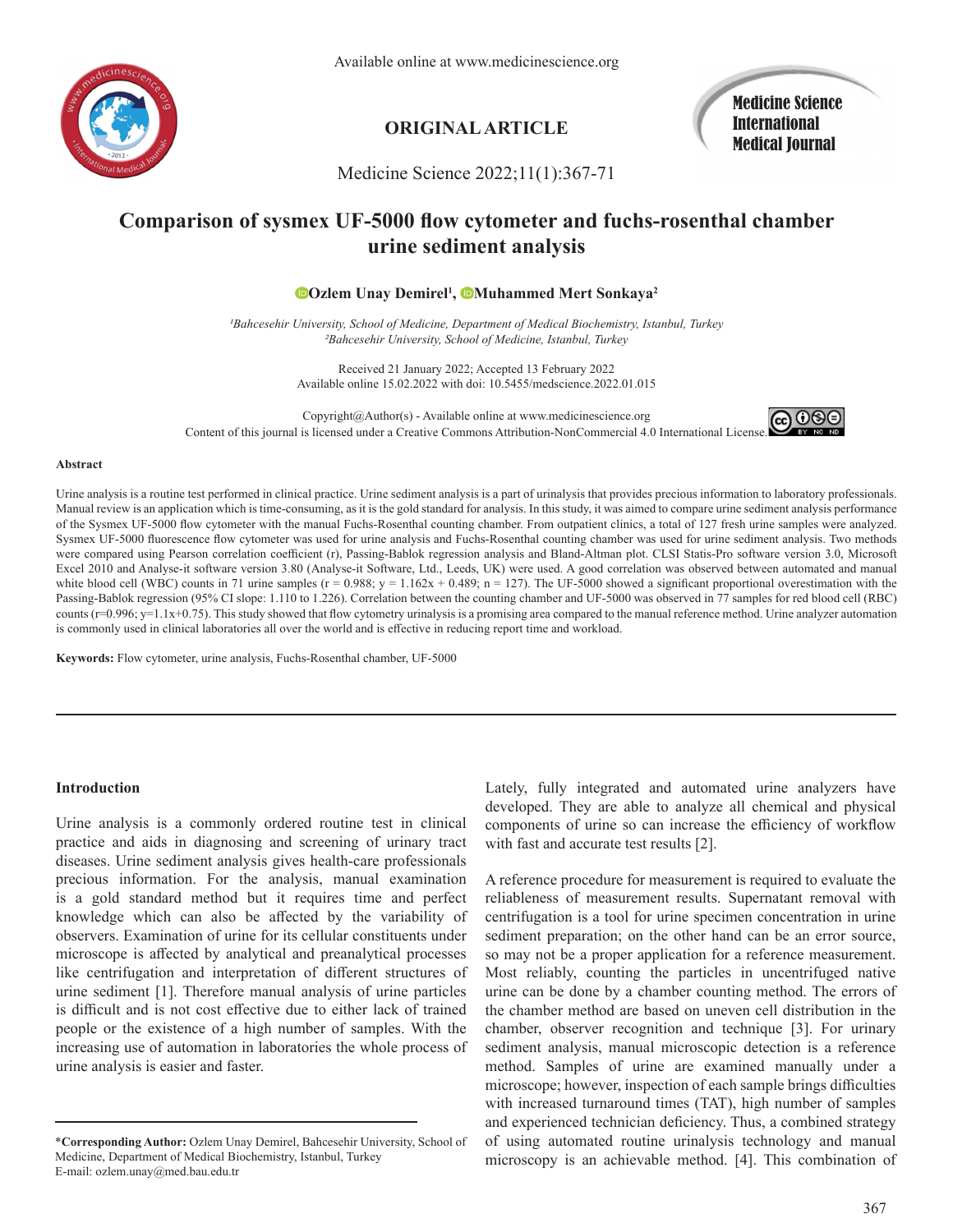ORIGINAL ARTICLE

# Comparison of sysmex UF-5000 flow cytometer and fuchs-rosenthal chamber urine sediment analysis

**Ozlem Unay Demirel[1], Muhammed Mert Sonkaya[2]**

[1]*Bahcesehir University, School of Medicine, Department of Medical Biochemistry, Istanbul, Turkey*
[2]*Bahcesehir University, School of Medicine, Istanbul, Turkey*

Received 21 January 2022; Accepted 13 February 2022
Available online 15.02.2022 with doi: 10.5455/medscience.2022.01.015

Copyright@Author(s) - Available online at www.medicinescience.org
Content of this journal is licensed under a Creative Commons Attribution-NonCommercial 4.0 International License.

#### Abstract

Urine analysis is a routine test performed in clinical practice. Urine sediment analysis is a part of urinalysis that provides precious information to laboratory professionals. Manual review is an application which is time-consuming, as it is the gold standard for analysis. In this study, it was aimed to compare urine sediment analysis performance of the Sysmex UF-5000 flow cytometer with the manual Fuchs-Rosenthal counting chamber. From outpatient clinics, a total of 127 fresh urine samples were analyzed. Sysmex UF-5000 fluorescence flow cytometer was used for urine analysis and Fuchs-Rosenthal counting chamber was used for urine sediment analysis. Two methods were compared using Pearson correlation coefficient (r), Passing-Bablok regression analysis and Bland-Altman plot. CLSI Statis-Pro software version 3.0, Microsoft Excel 2010 and Analyse-it software version 3.80 (Analyse-it Software, Ltd., Leeds, UK) were used. A good correlation was observed between automated and manual white blood cell (WBC) counts in 71 urine samples ($r = 0.988$; $y = 1.162x + 0.489$; $n = 127$). The UF-5000 showed a significant proportional overestimation with the Passing-Bablok regression (95% CI slope: 1.110 to 1.226). Correlation between the counting chamber and UF-5000 was observed in 77 samples for red blood cell (RBC) counts ($r=0.996$; $y=1.1x+0.75$). This study showed that flow cytometry urinalysis is a promising area compared to the manual reference method. Urine analyzer automation is commonly used in clinical laboratories all over the world and is effective in reducing report time and workload.

**Keywords:** Flow cytometer, urine analysis, Fuchs-Rosenthal chamber, UF-5000

## Introduction

Urine analysis is a commonly ordered routine test in clinical practice and aids in diagnosing and screening of urinary tract diseases. Urine sediment analysis gives health-care professionals precious information. For the analysis, manual examination is a gold standard method but it requires time and perfect knowledge which can also be affected by the variability of observers. Examination of urine for its cellular constituents under microscope is affected by analytical and preanalytical processes like centrifugation and interpretation of different structures of urine sediment [1]. Therefore manual analysis of urine particles is difficult and is not cost effective due to either lack of trained people or the existence of a high number of samples. With the increasing use of automation in laboratories the whole process of urine analysis is easier and faster.

Lately, fully integrated and automated urine analyzers have developed. They are able to analyze all chemical and physical components of urine so can increase the efficiency of workflow with fast and accurate test results [2].

A reference procedure for measurement is required to evaluate the reliableness of measurement results. Supernatant removal with centrifugation is a tool for urine specimen concentration in urine sediment preparation; on the other hand can be an error source, so may not be a proper application for a reference measurement. Most reliably, counting the particles in uncentrifuged native urine can be done by a chamber counting method. The errors of the chamber method are based on uneven cell distribution in the chamber, observer recognition and technique [3]. For urinary sediment analysis, manual microscopic detection is a reference method. Samples of urine are examined manually under a microscope; however, inspection of each sample brings difficulties with increased turnaround times (TAT), high number of samples and experienced technician deficiency. Thus, a combined strategy of using automated routine urinalysis technology and manual microscopy is an achievable method. [4]. This combination of

*__Corresponding Author:__ Ozlem Unay Demirel, Bahcesehir University, School of Medicine, Department of Medical Biochemistry, Istanbul, Turkey
E-mail: ozlem.unay@med.bau.edu.tr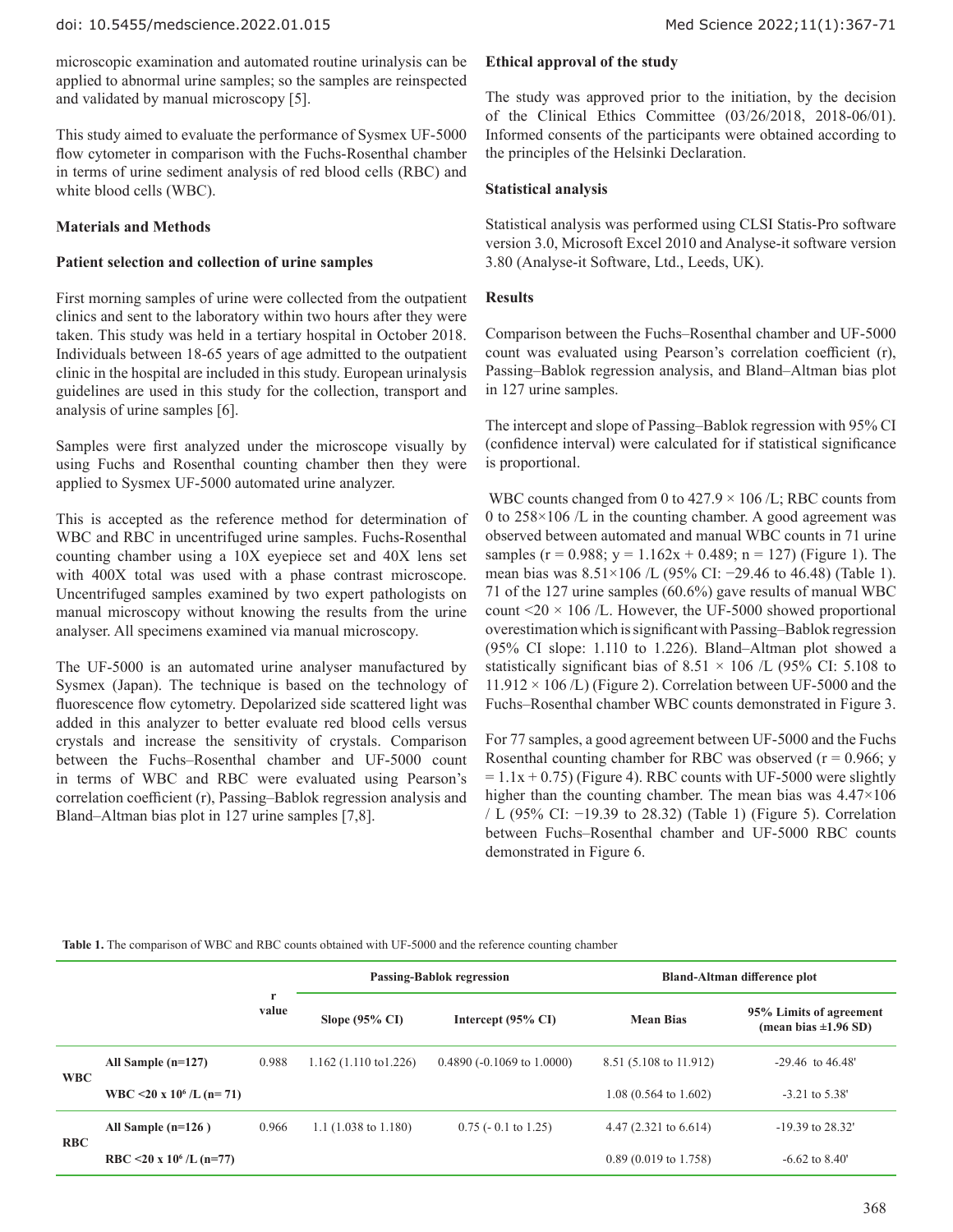microscopic examination and automated routine urinalysis can be applied to abnormal urine samples; so the samples are reinspected and validated by manual microscopy [5].

This study aimed to evaluate the performance of Sysmex UF-5000 flow cytometer in comparison with the Fuchs-Rosenthal chamber in terms of urine sediment analysis of red blood cells (RBC) and white blood cells (WBC).

## Materials and Methods

### Patient selection and collection of urine samples

First morning samples of urine were collected from the outpatient clinics and sent to the laboratory within two hours after they were taken. This study was held in a tertiary hospital in October 2018. Individuals between 18-65 years of age admitted to the outpatient clinic in the hospital are included in this study. European urinalysis guidelines are used in this study for the collection, transport and analysis of urine samples [6].

Samples were first analyzed under the microscope visually by using Fuchs and Rosenthal counting chamber then they were applied to Sysmex UF-5000 automated urine analyzer.

This is accepted as the reference method for determination of WBC and RBC in uncentrifuged urine samples. Fuchs-Rosenthal counting chamber using a 10X eyepiece set and 40X lens set with 400X total was used with a phase contrast microscope. Uncentrifuged samples examined by two expert pathologists on manual microscopy without knowing the results from the urine analyser. All specimens examined via manual microscopy.

The UF-5000 is an automated urine analyser manufactured by Sysmex (Japan). The technique is based on the technology of fluorescence flow cytometry. Depolarized side scattered light was added in this analyzer to better evaluate red blood cells versus crystals and increase the sensitivity of crystals. Comparison between the Fuchs–Rosenthal chamber and UF-5000 count in terms of WBC and RBC were evaluated using Pearson's correlation coefficient (r), Passing–Bablok regression analysis and Bland–Altman bias plot in 127 urine samples [7,8].

### Ethical approval of the study

The study was approved prior to the initiation, by the decision of the Clinical Ethics Committee (03/26/2018, 2018-06/01). Informed consents of the participants were obtained according to the principles of the Helsinki Declaration.

### Statistical analysis

Statistical analysis was performed using CLSI Statis-Pro software version 3.0, Microsoft Excel 2010 and Analyse-it software version 3.80 (Analyse-it Software, Ltd., Leeds, UK).

## Results

Comparison between the Fuchs–Rosenthal chamber and UF-5000 count was evaluated using Pearson's correlation coefficient (r), Passing–Bablok regression analysis, and Bland–Altman bias plot in 127 urine samples.

The intercept and slope of Passing–Bablok regression with 95% CI (confidence interval) were calculated for if statistical significance is proportional.

WBC counts changed from 0 to 427.9 × 106 /L; RBC counts from 0 to 258×106 /L in the counting chamber. A good agreement was observed between automated and manual WBC counts in 71 urine samples ($r = 0.988$; $y = 1.162x + 0.489$; $n = 127$) (Figure 1). The mean bias was 8.51×106 /L (95% CI: −29.46 to 46.48) (Table 1). 71 of the 127 urine samples (60.6%) gave results of manual WBC count <20 × 106 /L. However, the UF-5000 showed proportional overestimation which is significant with Passing–Bablok regression (95% CI slope: 1.110 to 1.226). Bland–Altman plot showed a statistically significant bias of 8.51 × 106 /L (95% CI: 5.108 to 11.912 × 106 /L) (Figure 2). Correlation between UF-5000 and the Fuchs–Rosenthal chamber WBC counts demonstrated in Figure 3.

For 77 samples, a good agreement between UF-5000 and the Fuchs Rosenthal counting chamber for RBC was observed ($r = 0.966$; $y = 1.1x + 0.75$) (Figure 4). RBC counts with UF-5000 were slightly higher than the counting chamber. The mean bias was 4.47×106 / L (95% CI: −19.39 to 28.32) (Table 1) (Figure 5). Correlation between Fuchs–Rosenthal chamber and UF-5000 RBC counts demonstrated in Figure 6.

**Table 1.** The comparison of WBC and RBC counts obtained with UF-5000 and the reference counting chamber

| | | r value | Passing-Bablok regression | | Bland-Altman difference plot | |
|---|---|---|---|---|---|---|
| | | | Slope (95% CI) | Intercept (95% CI) | Mean Bias | 95% Limits of agreement (mean bias ±1.96 SD) |
| WBC | All Sample (n=127) | 0.988 | 1.162 (1.110 to1.226) | 0.4890 (-0.1069 to 1.0000) | 8.51 (5.108 to 11.912) | -29.46 to 46.48' |
| | WBC <20 x $10^6$ /L (n= 71) | | | | 1.08 (0.564 to 1.602) | -3.21 to 5.38' |
| RBC | All Sample (n=126 ) | 0.966 | 1.1 (1.038 to 1.180) | 0.75 (- 0.1 to 1.25) | 4.47 (2.321 to 6.614) | -19.39 to 28.32' |
| | RBC <20 x $10^6$ /L (n=77) | | | | 0.89 (0.019 to 1.758) | -6.62 to 8.40' |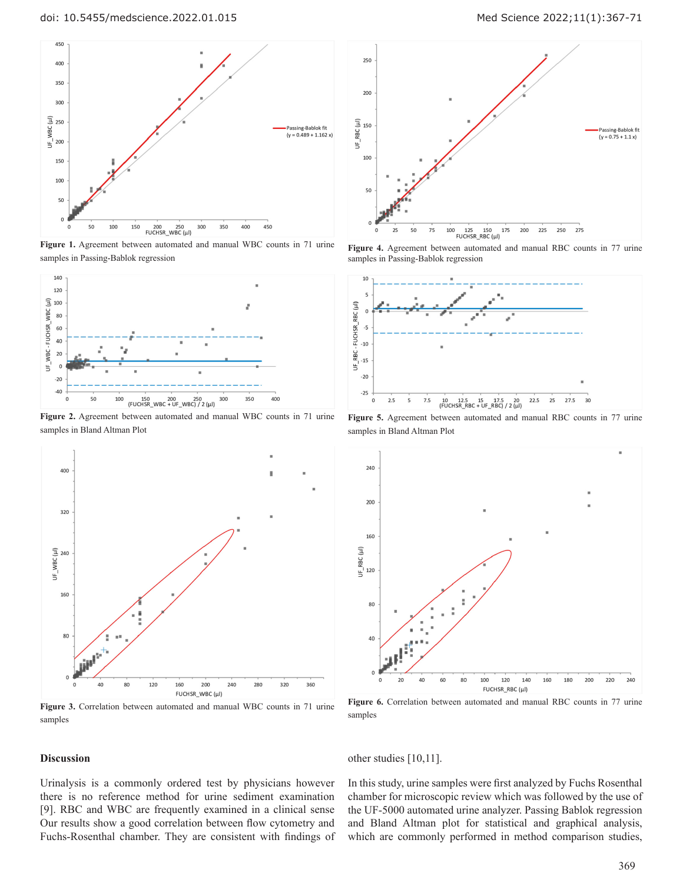**Figure 1.** Agreement between automated and manual WBC counts in 71 urine samples in Passing-Bablok regression

**Figure 4.** Agreement between automated and manual RBC counts in 77 urine samples in Passing-Bablok regression

**Figure 2.** Agreement between automated and manual WBC counts in 71 urine samples in Bland Altman Plot

**Figure 5.** Agreement between automated and manual RBC counts in 77 urine samples in Bland Altman Plot

**Figure 3.** Correlation between automated and manual WBC counts in 71 urine samples

**Figure 6.** Correlation between automated and manual RBC counts in 77 urine samples

## Discussion

Urinalysis is a commonly ordered test by physicians however there is no reference method for urine sediment examination [9]. RBC and WBC are frequently examined in a clinical sense Our results show a good correlation between flow cytometry and Fuchs-Rosenthal chamber. They are consistent with findings of other studies [10,11].

In this study, urine samples were first analyzed by Fuchs Rosenthal chamber for microscopic review which was followed by the use of the UF-5000 automated urine analyzer. Passing Bablok regression and Bland Altman plot for statistical and graphical analysis, which are commonly performed in method comparison studies,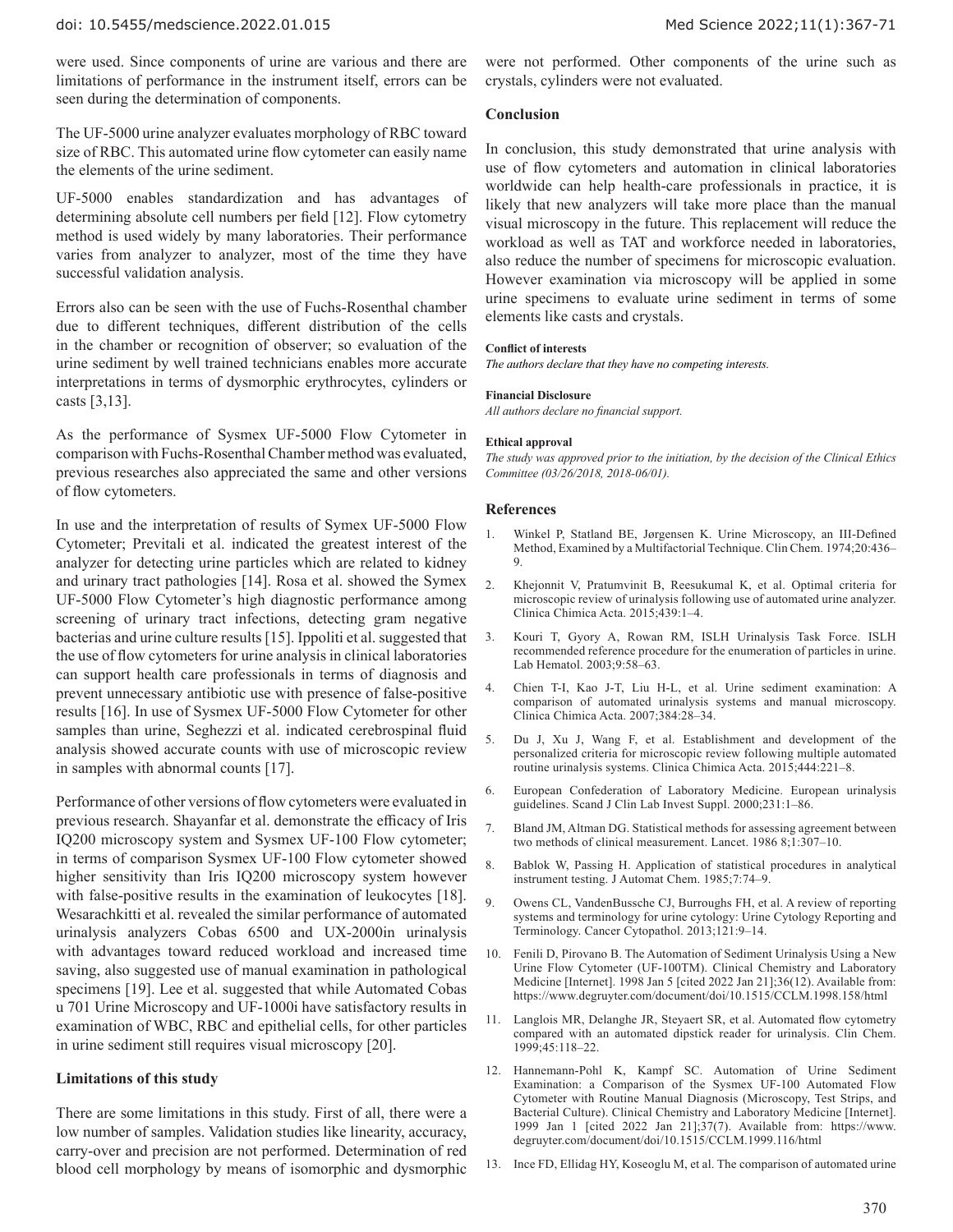were used. Since components of urine are various and there are limitations of performance in the instrument itself, errors can be seen during the determination of components.

The UF-5000 urine analyzer evaluates morphology of RBC toward size of RBC. This automated urine flow cytometer can easily name the elements of the urine sediment.

UF-5000 enables standardization and has advantages of determining absolute cell numbers per field [12]. Flow cytometry method is used widely by many laboratories. Their performance varies from analyzer to analyzer, most of the time they have successful validation analysis.

Errors also can be seen with the use of Fuchs-Rosenthal chamber due to different techniques, different distribution of the cells in the chamber or recognition of observer; so evaluation of the urine sediment by well trained technicians enables more accurate interpretations in terms of dysmorphic erythrocytes, cylinders or casts [3,13].

As the performance of Sysmex UF-5000 Flow Cytometer in comparison with Fuchs-Rosenthal Chamber method was evaluated, previous researches also appreciated the same and other versions of flow cytometers.

In use and the interpretation of results of Symex UF-5000 Flow Cytometer; Previtali et al. indicated the greatest interest of the analyzer for detecting urine particles which are related to kidney and urinary tract pathologies [14]. Rosa et al. showed the Symex UF-5000 Flow Cytometer's high diagnostic performance among screening of urinary tract infections, detecting gram negative bacterias and urine culture results [15]. Ippoliti et al. suggested that the use of flow cytometers for urine analysis in clinical laboratories can support health care professionals in terms of diagnosis and prevent unnecessary antibiotic use with presence of false-positive results [16]. In use of Sysmex UF-5000 Flow Cytometer for other samples than urine, Seghezzi et al. indicated cerebrospinal fluid analysis showed accurate counts with use of microscopic review in samples with abnormal counts [17].

Performance of other versions of flow cytometers were evaluated in previous research. Shayanfar et al. demonstrate the efficacy of Iris IQ200 microscopy system and Sysmex UF-100 Flow cytometer; in terms of comparison Sysmex UF-100 Flow cytometer showed higher sensitivity than Iris IQ200 microscopy system however with false-positive results in the examination of leukocytes [18]. Wesarachkitti et al. revealed the similar performance of automated urinalysis analyzers Cobas 6500 and UX-2000in urinalysis with advantages toward reduced workload and increased time saving, also suggested use of manual examination in pathological specimens [19]. Lee et al. suggested that while Automated Cobas u 701 Urine Microscopy and UF-1000i have satisfactory results in examination of WBC, RBC and epithelial cells, for other particles in urine sediment still requires visual microscopy [20].

### Limitations of this study

There are some limitations in this study. First of all, there were a low number of samples. Validation studies like linearity, accuracy, carry-over and precision are not performed. Determination of red blood cell morphology by means of isomorphic and dysmorphic were not performed. Other components of the urine such as crystals, cylinders were not evaluated.

### Conclusion

In conclusion, this study demonstrated that urine analysis with use of flow cytometers and automation in clinical laboratories worldwide can help health-care professionals in practice, it is likely that new analyzers will take more place than the manual visual microscopy in the future. This replacement will reduce the workload as well as TAT and workforce needed in laboratories, also reduce the number of specimens for microscopic evaluation. However examination via microscopy will be applied in some urine specimens to evaluate urine sediment in terms of some elements like casts and crystals.

**Conflict of interests**

*The authors declare that they have no competing interests.*

**Financial Disclosure**

*All authors declare no financial support.*

**Ethical approval**

*The study was approved prior to the initiation, by the decision of the Clinical Ethics Committee (03/26/2018, 2018-06/01).*

### References

1. Winkel P, Statland BE, Jørgensen K. Urine Microscopy, an III-Defined Method, Examined by a Multifactorial Technique. Clin Chem. 1974;20:436–9.
2. Khejonnit V, Pratumvinit B, Reesukumal K, et al. Optimal criteria for microscopic review of urinalysis following use of automated urine analyzer. Clinica Chimica Acta. 2015;439:1–4.
3. Kouri T, Gyory A, Rowan RM, ISLH Urinalysis Task Force. ISLH recommended reference procedure for the enumeration of particles in urine. Lab Hematol. 2003;9:58–63.
4. Chien T-I, Kao J-T, Liu H-L, et al. Urine sediment examination: A comparison of automated urinalysis systems and manual microscopy. Clinica Chimica Acta. 2007;384:28–34.
5. Du J, Xu J, Wang F, et al. Establishment and development of the personalized criteria for microscopic review following multiple automated routine urinalysis systems. Clinica Chimica Acta. 2015;444:221–8.
6. European Confederation of Laboratory Medicine. European urinalysis guidelines. Scand J Clin Lab Invest Suppl. 2000;231:1–86.
7. Bland JM, Altman DG. Statistical methods for assessing agreement between two methods of clinical measurement. Lancet. 1986 8;1:307–10.
8. Bablok W, Passing H. Application of statistical procedures in analytical instrument testing. J Automat Chem. 1985;7:74–9.
9. Owens CL, VandenBussche CJ, Burroughs FH, et al. A review of reporting systems and terminology for urine cytology: Urine Cytology Reporting and Terminology. Cancer Cytopathol. 2013;121:9–14.
10. Fenili D, Pirovano B. The Automation of Sediment Urinalysis Using a New Urine Flow Cytometer (UF-100TM). Clinical Chemistry and Laboratory Medicine [Internet]. 1998 Jan 5 [cited 2022 Jan 21];36(12). Available from: https://www.degruyter.com/document/doi/10.1515/CCLM.1998.158/html
11. Langlois MR, Delanghe JR, Steyaert SR, et al. Automated flow cytometry compared with an automated dipstick reader for urinalysis. Clin Chem. 1999;45:118–22.
12. Hannemann-Pohl K, Kampf SC. Automation of Urine Sediment Examination: a Comparison of the Sysmex UF-100 Automated Flow Cytometer with Routine Manual Diagnosis (Microscopy, Test Strips, and Bacterial Culture). Clinical Chemistry and Laboratory Medicine [Internet]. 1999 Jan 1 [cited 2022 Jan 21];37(7). Available from: https://www.degruyter.com/document/doi/10.1515/CCLM.1999.116/html
13. Ince FD, Ellidag HY, Koseoglu M, et al. The comparison of automated urine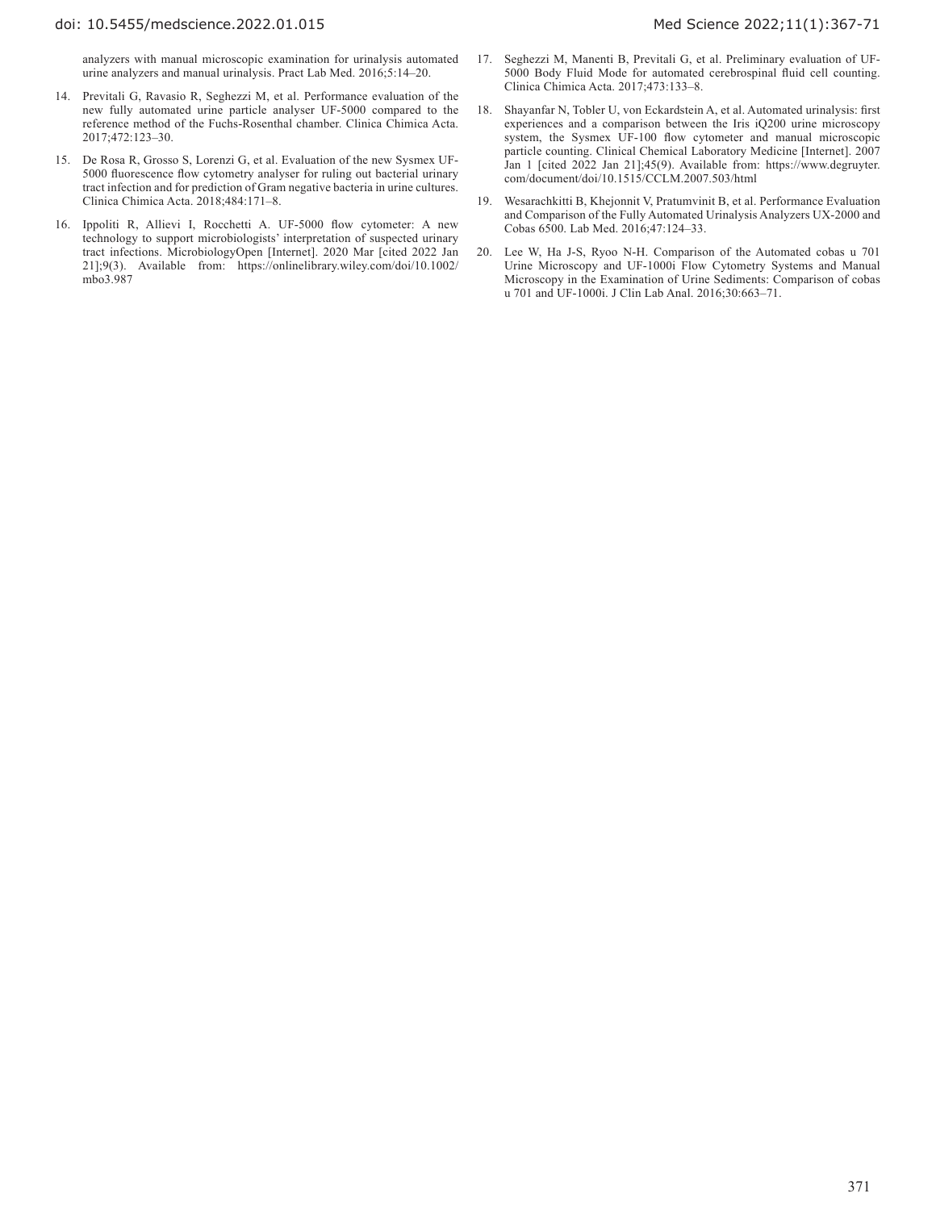analyzers with manual microscopic examination for urinalysis automated urine analyzers and manual urinalysis. Pract Lab Med. 2016;5:14–20.

14. Previtali G, Ravasio R, Seghezzi M, et al. Performance evaluation of the new fully automated urine particle analyser UF-5000 compared to the reference method of the Fuchs-Rosenthal chamber. Clinica Chimica Acta. 2017;472:123–30.

15. De Rosa R, Grosso S, Lorenzi G, et al. Evaluation of the new Sysmex UF-5000 fluorescence flow cytometry analyser for ruling out bacterial urinary tract infection and for prediction of Gram negative bacteria in urine cultures. Clinica Chimica Acta. 2018;484:171–8.

16. Ippoliti R, Allievi I, Rocchetti A. UF-5000 flow cytometer: A new technology to support microbiologists' interpretation of suspected urinary tract infections. MicrobiologyOpen [Internet]. 2020 Mar [cited 2022 Jan 21];9(3). Available from: https://onlinelibrary.wiley.com/doi/10.1002/mbo3.987

17. Seghezzi M, Manenti B, Previtali G, et al. Preliminary evaluation of UF-5000 Body Fluid Mode for automated cerebrospinal fluid cell counting. Clinica Chimica Acta. 2017;473:133–8.

18. Shayanfar N, Tobler U, von Eckardstein A, et al. Automated urinalysis: first experiences and a comparison between the Iris iQ200 urine microscopy system, the Sysmex UF-100 flow cytometer and manual microscopic particle counting. Clinical Chemical Laboratory Medicine [Internet]. 2007 Jan 1 [cited 2022 Jan 21];45(9). Available from: https://www.degruyter.com/document/doi/10.1515/CCLM.2007.503/html

19. Wesarachkitti B, Khejonnit V, Pratumvinit B, et al. Performance Evaluation and Comparison of the Fully Automated Urinalysis Analyzers UX-2000 and Cobas 6500. Lab Med. 2016;47:124–33.

20. Lee W, Ha J-S, Ryoo N-H. Comparison of the Automated cobas u 701 Urine Microscopy and UF-1000i Flow Cytometry Systems and Manual Microscopy in the Examination of Urine Sediments: Comparison of cobas u 701 and UF-1000i. J Clin Lab Anal. 2016;30:663–71.